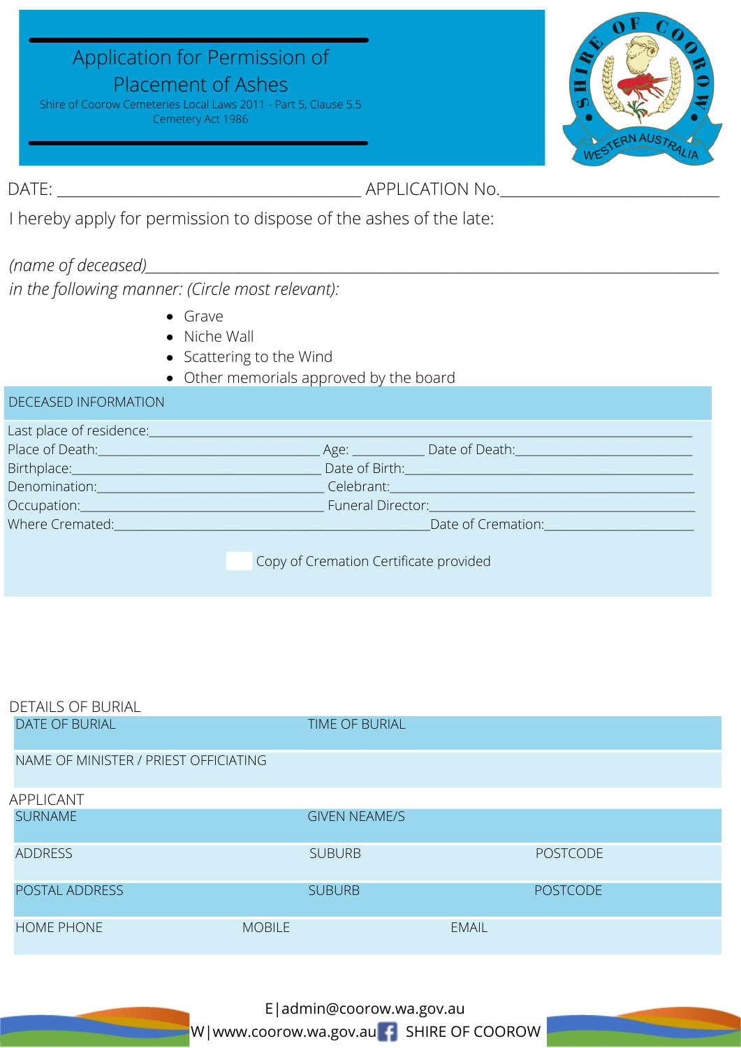# Application for Permission of Placement of Ashes

Shire of Coorow Cemeteries Local Laws 2011 - Part 5, Clause 5.5
Cemetery Act 1986

SHIRE OF COOROW
WESTERN AUSTRALIA

DATE: ______________________________ APPLICATION No.______________________

I hereby apply for permission to dispose of the ashes of the late:

*(name of deceased)*____________________________________________________________

*in the following manner: (Circle most relevant):*

- Grave
- Niche Wall
- Scattering to the Wind
- Other memorials approved by the board

## DECEASED INFORMATION

Last place of residence:________________________________________________________

Place of Death:__________________________ Age: _________ Date of Death:____________________

Birthplace:______________________________ Date of Birth:_________________________________

Denomination:____________________________ Celebrant:_____________________________________

Occupation:______________________________ Funeral Director:______________________________

Where Cremated:_______________________________________Date of Cremation:__________________

☐ Copy of Cremation Certificate provided

## DETAILS OF BURIAL

| DATE OF BURIAL | TIME OF BURIAL |
|---|---|
| NAME OF MINISTER / PRIEST OFFICIATING | |

## APPLICANT

| SURNAME | GIVEN NEAME/S | |
|---|---|---|
| ADDRESS | SUBURB | POSTCODE |
| POSTAL ADDRESS | SUBURB | POSTCODE |
| HOME PHONE | MOBILE | EMAIL |

E|admin@coorow.wa.gov.au
W|www.coorow.wa.gov.au SHIRE OF COOROW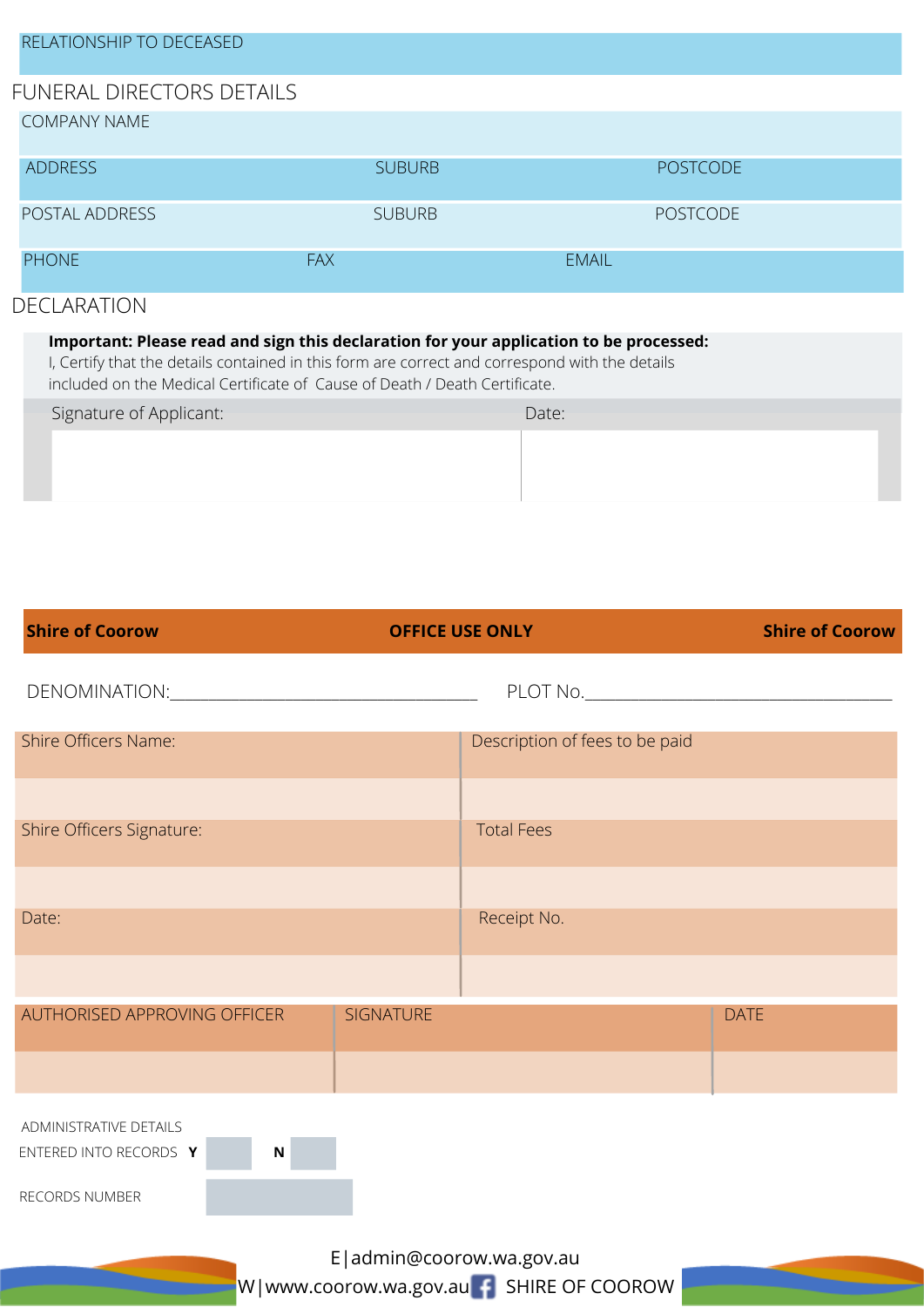| RELATIONSHIP TO DECEASED |
|---|
| |

## FUNERAL DIRECTORS DETAILS

| COMPANY NAME | | |
|---|---|---|
| ADDRESS | SUBURB | POSTCODE |
| POSTAL ADDRESS | SUBURB | POSTCODE |
| PHONE | FAX | EMAIL |

## DECLARATION

**Important: Please read and sign this declaration for your application to be processed:**
I, Certify that the details contained in this form are correct and correspond with the details included on the Medical Certificate of Cause of Death / Death Certificate.

| Signature of Applicant: | Date: |
|---|---|
| | |

| **Shire of Coorow** | **OFFICE USE ONLY** | **Shire of Coorow** |
|---|---|---|

DENOMINATION:_________________________________ PLOT No._________________________________

| Shire Officers Name: | Description of fees to be paid |
|---|---|
| | |
| Shire Officers Signature: | Total Fees |
| | |
| Date: | Receipt No. |
| | |

| AUTHORISED APPROVING OFFICER | SIGNATURE | DATE |
|---|---|---|
| | | |

ADMINISTRATIVE DETAILS

ENTERED INTO RECORDS **Y** ☐ **N** ☐

RECORDS NUMBER ☐

E|admin@coorow.wa.gov.au
W|www.coorow.wa.gov.au SHIRE OF COOROW